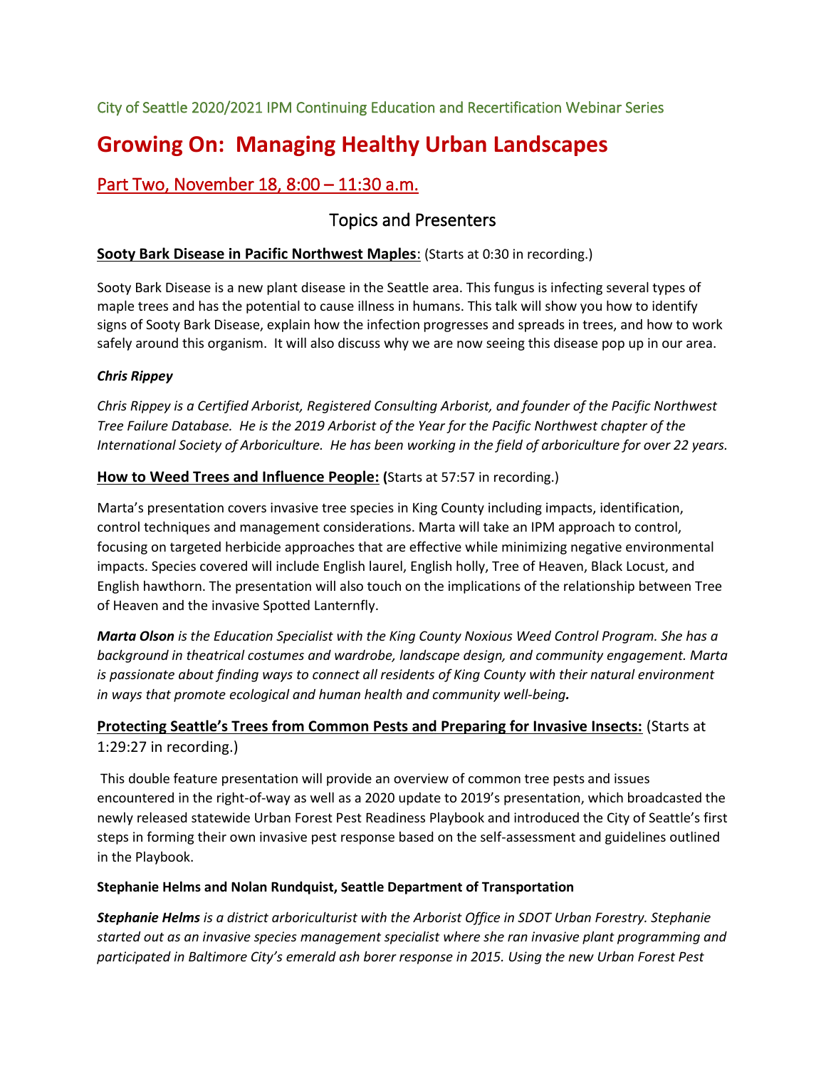City of Seattle 2020/2021 IPM Continuing Education and Recertification Webinar Series

# Growing On: Managing Healthy Urban Landscapes

## Part Two, November 18, 8:00 – 11:30 a.m.

### Topics and Presenters

**Sooty Bark Disease in Pacific Northwest Maples**: (Starts at 0:30 in recording.)

Sooty Bark Disease is a new plant disease in the Seattle area. This fungus is infecting several types of maple trees and has the potential to cause illness in humans. This talk will show you how to identify signs of Sooty Bark Disease, explain how the infection progresses and spreads in trees, and how to work safely around this organism. It will also discuss why we are now seeing this disease pop up in our area.

***Chris Rippey***

*Chris Rippey is a Certified Arborist, Registered Consulting Arborist, and founder of the Pacific Northwest Tree Failure Database. He is the 2019 Arborist of the Year for the Pacific Northwest chapter of the International Society of Arboriculture. He has been working in the field of arboriculture for over 22 years.*

**How to Weed Trees and Influence People: (**Starts at 57:57 in recording.)

Marta's presentation covers invasive tree species in King County including impacts, identification, control techniques and management considerations. Marta will take an IPM approach to control, focusing on targeted herbicide approaches that are effective while minimizing negative environmental impacts. Species covered will include English laurel, English holly, Tree of Heaven, Black Locust, and English hawthorn. The presentation will also touch on the implications of the relationship between Tree of Heaven and the invasive Spotted Lanternfly.

***Marta Olson*** *is the Education Specialist with the King County Noxious Weed Control Program. She has a background in theatrical costumes and wardrobe, landscape design, and community engagement. Marta is passionate about finding ways to connect all residents of King County with their natural environment in ways that promote ecological and human health and community well-being.*

**Protecting Seattle's Trees from Common Pests and Preparing for Invasive Insects:** (Starts at 1:29:27 in recording.)

This double feature presentation will provide an overview of common tree pests and issues encountered in the right-of-way as well as a 2020 update to 2019's presentation, which broadcasted the newly released statewide Urban Forest Pest Readiness Playbook and introduced the City of Seattle's first steps in forming their own invasive pest response based on the self-assessment and guidelines outlined in the Playbook.

**Stephanie Helms and Nolan Rundquist, Seattle Department of Transportation**

***Stephanie Helms*** *is a district arboriculturist with the Arborist Office in SDOT Urban Forestry. Stephanie started out as an invasive species management specialist where she ran invasive plant programming and participated in Baltimore City's emerald ash borer response in 2015. Using the new Urban Forest Pest*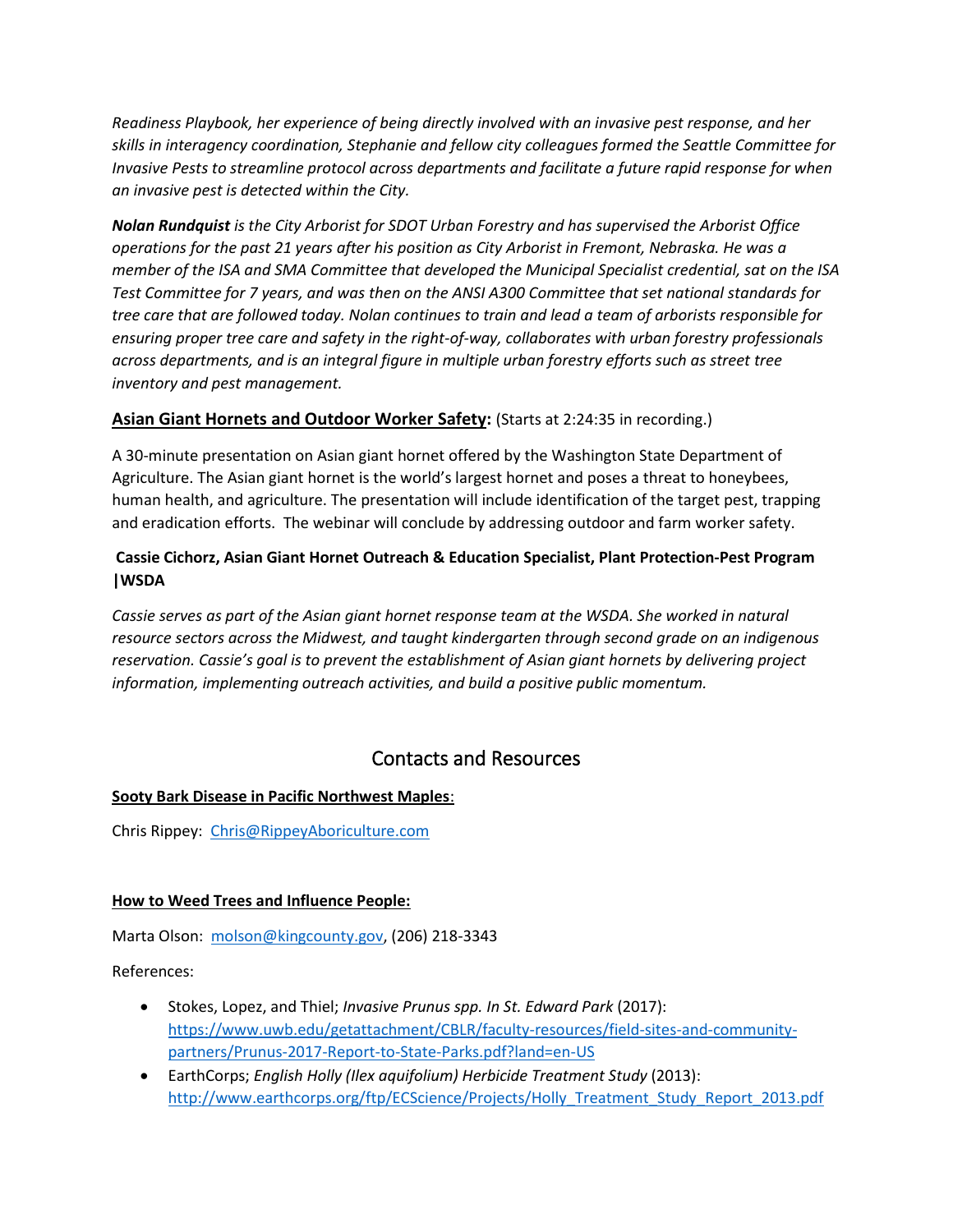*Readiness Playbook, her experience of being directly involved with an invasive pest response, and her skills in interagency coordination, Stephanie and fellow city colleagues formed the Seattle Committee for Invasive Pests to streamline protocol across departments and facilitate a future rapid response for when an invasive pest is detected within the City.*

***Nolan Rundquist** is the City Arborist for SDOT Urban Forestry and has supervised the Arborist Office operations for the past 21 years after his position as City Arborist in Fremont, Nebraska. He was a member of the ISA and SMA Committee that developed the Municipal Specialist credential, sat on the ISA Test Committee for 7 years, and was then on the ANSI A300 Committee that set national standards for tree care that are followed today. Nolan continues to train and lead a team of arborists responsible for ensuring proper tree care and safety in the right-of-way, collaborates with urban forestry professionals across departments, and is an integral figure in multiple urban forestry efforts such as street tree inventory and pest management.*

**<u>Asian Giant Hornets and Outdoor Worker Safety</u>:** (Starts at 2:24:35 in recording.)

A 30-minute presentation on Asian giant hornet offered by the Washington State Department of Agriculture. The Asian giant hornet is the world's largest hornet and poses a threat to honeybees, human health, and agriculture. The presentation will include identification of the target pest, trapping and eradication efforts. The webinar will conclude by addressing outdoor and farm worker safety.

**Cassie Cichorz, Asian Giant Hornet Outreach & Education Specialist, Plant Protection-Pest Program |WSDA**

*Cassie serves as part of the Asian giant hornet response team at the WSDA. She worked in natural resource sectors across the Midwest, and taught kindergarten through second grade on an indigenous reservation. Cassie's goal is to prevent the establishment of Asian giant hornets by delivering project information, implementing outreach activities, and build a positive public momentum.*

## Contacts and Resources

**<u>Sooty Bark Disease in Pacific Northwest Maples</u>**:

Chris Rippey: Chris@RippeyAboriculture.com

**<u>How to Weed Trees and Influence People:</u>**

Marta Olson: molson@kingcounty.gov, (206) 218-3343

References:

- Stokes, Lopez, and Thiel; *Invasive Prunus spp. In St. Edward Park* (2017): https://www.uwb.edu/getattachment/CBLR/faculty-resources/field-sites-and-community-partners/Prunus-2017-Report-to-State-Parks.pdf?land=en-US
- EarthCorps; *English Holly (Ilex aquifolium) Herbicide Treatment Study* (2013): http://www.earthcorps.org/ftp/ECScience/Projects/Holly_Treatment_Study_Report_2013.pdf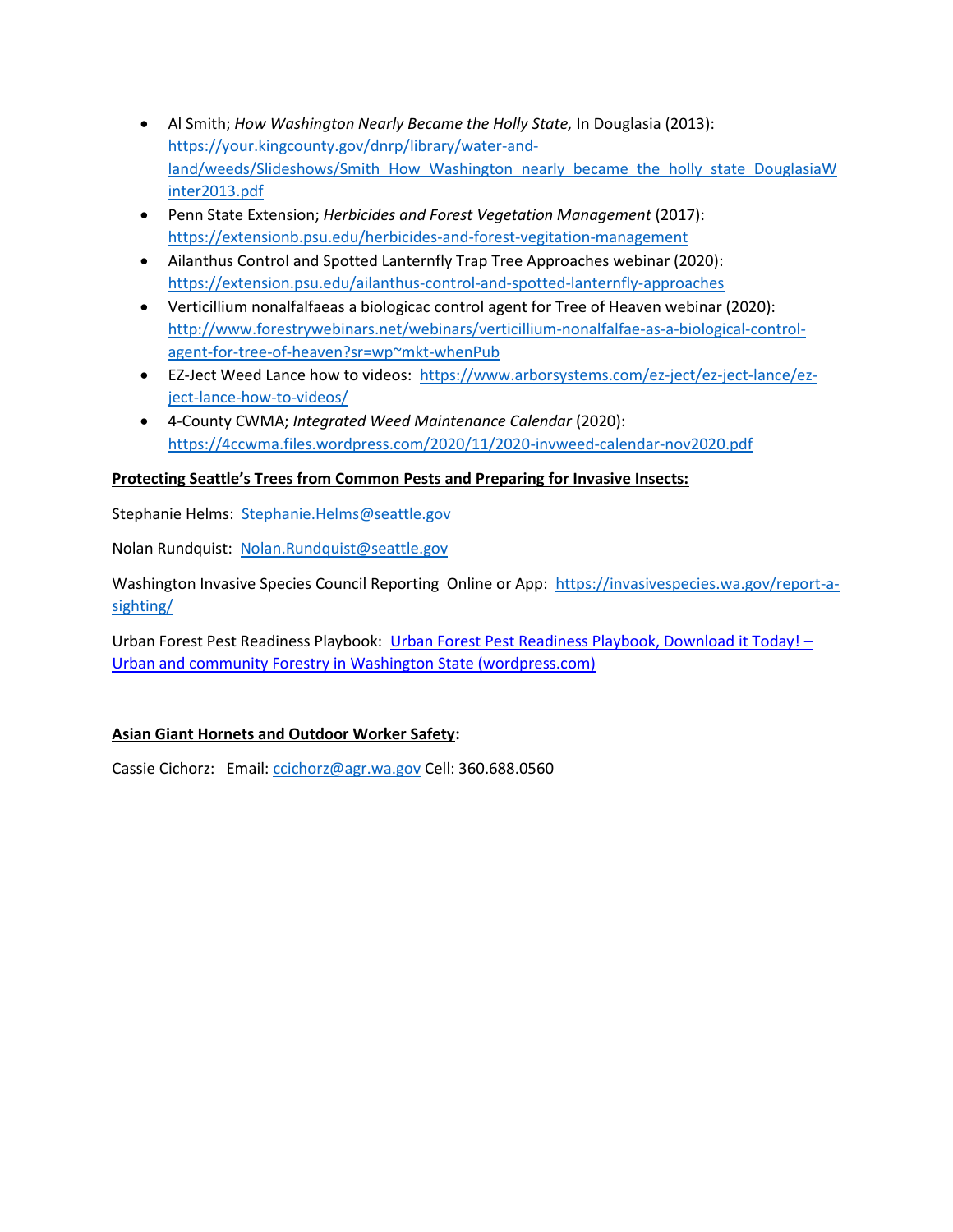- Al Smith; *How Washington Nearly Became the Holly State,* In Douglasia (2013): https://your.kingcounty.gov/dnrp/library/water-and-land/weeds/Slideshows/Smith_How_Washington_nearly_became_the_holly_state_DouglasiaWinter2013.pdf
- Penn State Extension; *Herbicides and Forest Vegetation Management* (2017): https://extensionb.psu.edu/herbicides-and-forest-vegitation-management
- Ailanthus Control and Spotted Lanternfly Trap Tree Approaches webinar (2020): https://extension.psu.edu/ailanthus-control-and-spotted-lanternfly-approaches
- Verticillium nonalfalfaeas a biologicac control agent for Tree of Heaven webinar (2020): http://www.forestrywebinars.net/webinars/verticillium-nonalfalfae-as-a-biological-control-agent-for-tree-of-heaven?sr=wp~mkt-whenPub
- EZ-Ject Weed Lance how to videos: https://www.arborsystems.com/ez-ject/ez-ject-lance/ez-ject-lance-how-to-videos/
- 4-County CWMA; *Integrated Weed Maintenance Calendar* (2020): https://4ccwma.files.wordpress.com/2020/11/2020-invweed-calendar-nov2020.pdf

**Protecting Seattle's Trees from Common Pests and Preparing for Invasive Insects:**

Stephanie Helms: Stephanie.Helms@seattle.gov

Nolan Rundquist: Nolan.Rundquist@seattle.gov

Washington Invasive Species Council Reporting Online or App: https://invasivespecies.wa.gov/report-a-sighting/

Urban Forest Pest Readiness Playbook: Urban Forest Pest Readiness Playbook, Download it Today! – Urban and community Forestry in Washington State (wordpress.com)

**Asian Giant Hornets and Outdoor Worker Safety:**

Cassie Cichorz: Email: ccichorz@agr.wa.gov Cell: 360.688.0560